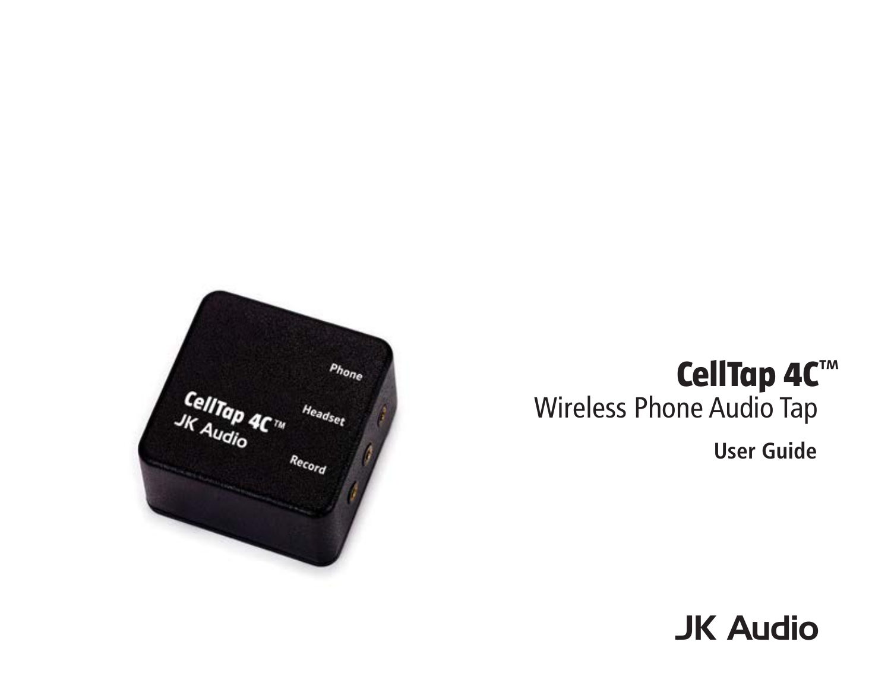# CellTap 4C™

## Wireless Phone Audio Tap

**User Guide**

JK Audio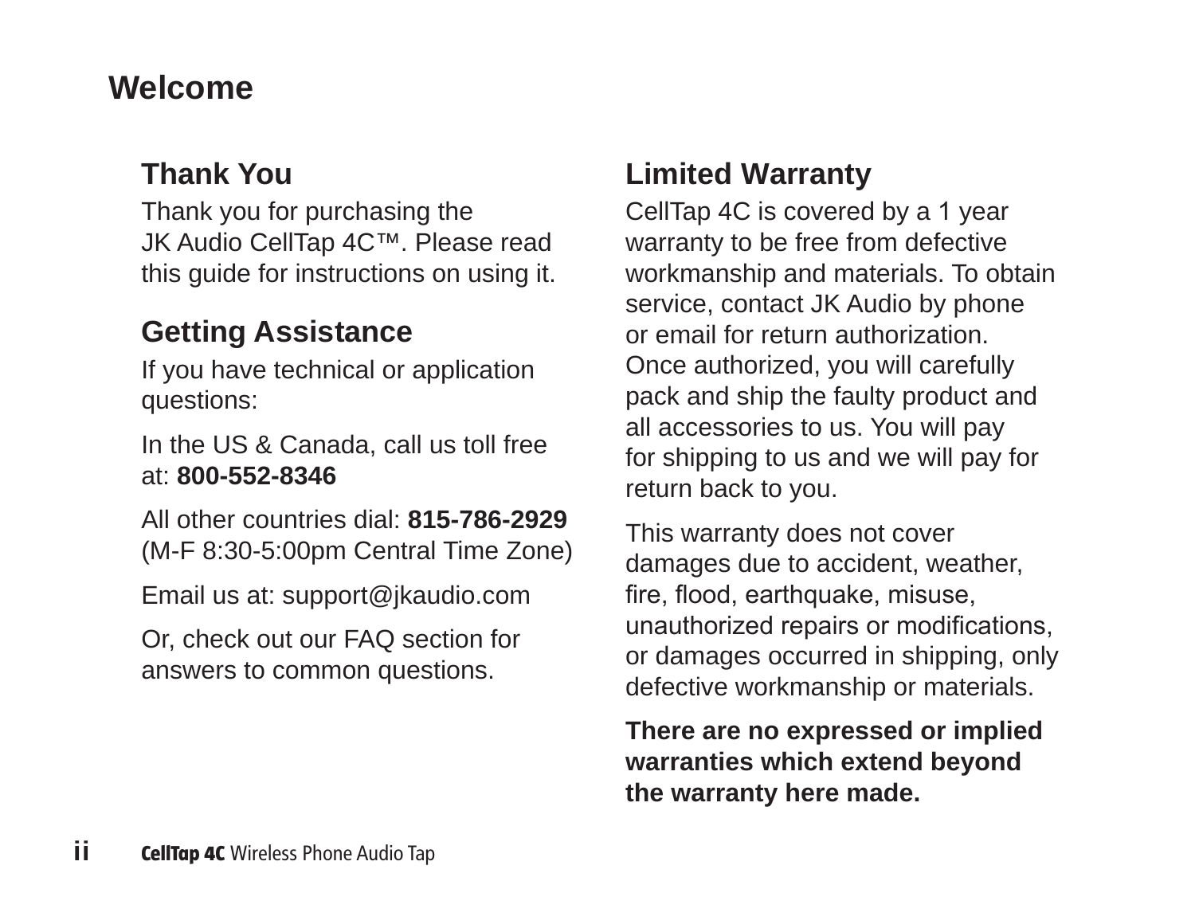# Welcome

## Thank You

Thank you for purchasing the JK Audio CellTap 4C™. Please read this guide for instructions on using it.

## Getting Assistance

If you have technical or application questions:

In the US & Canada, call us toll free at: **800-552-8346**

All other countries dial: **815-786-2929** (M-F 8:30-5:00pm Central Time Zone)

Email us at: support@jkaudio.com

Or, check out our FAQ section for answers to common questions.

## Limited Warranty

CellTap 4C is covered by a 1 year warranty to be free from defective workmanship and materials. To obtain service, contact JK Audio by phone or email for return authorization. Once authorized, you will carefully pack and ship the faulty product and all accessories to us. You will pay for shipping to us and we will pay for return back to you.

This warranty does not cover damages due to accident, weather, fire, flood, earthquake, misuse, unauthorized repairs or modifications, or damages occurred in shipping, only defective workmanship or materials.

**There are no expressed or implied warranties which extend beyond the warranty here made.**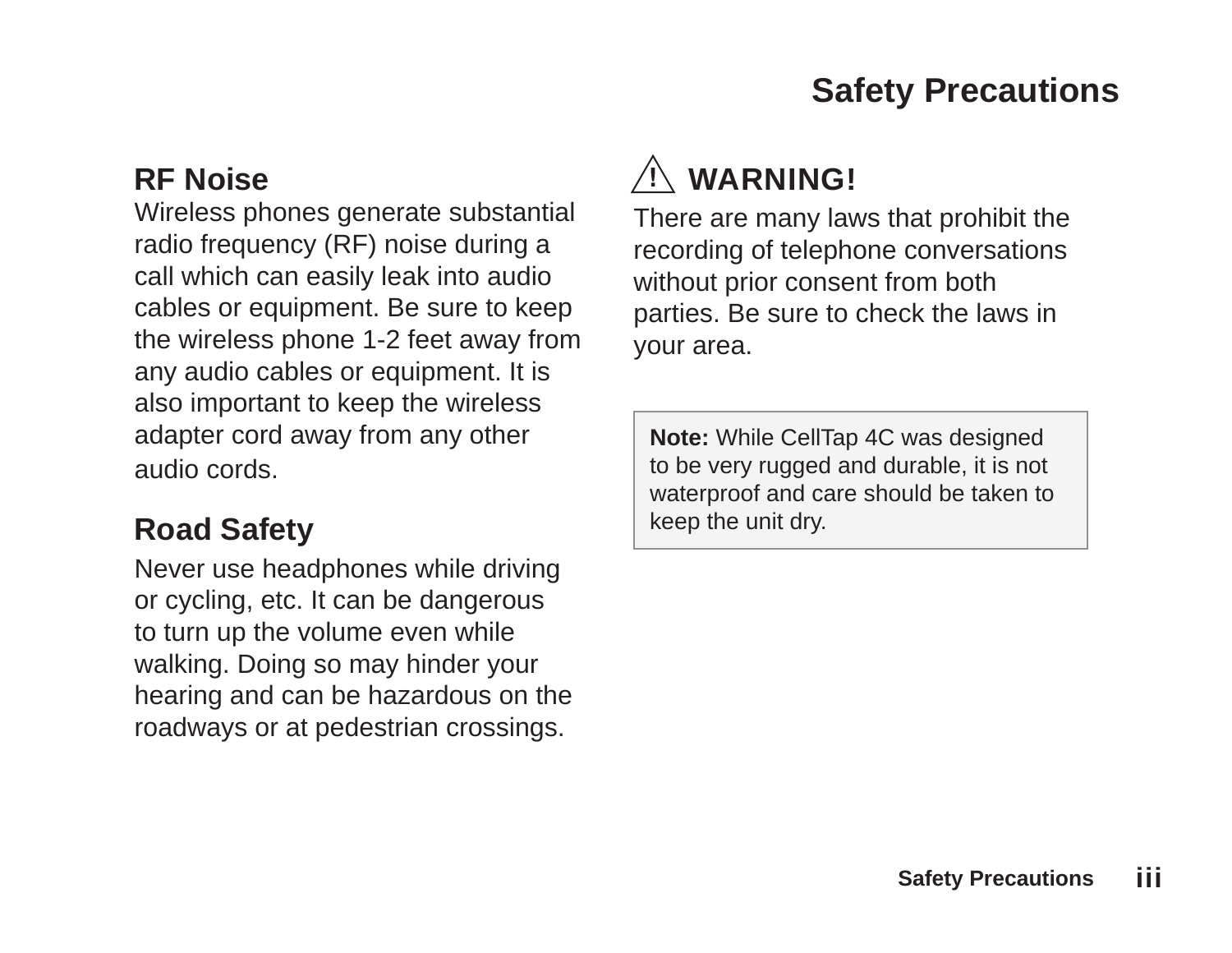# Safety Precautions

## RF Noise

Wireless phones generate substantial radio frequency (RF) noise during a call which can easily leak into audio cables or equipment. Be sure to keep the wireless phone 1-2 feet away from any audio cables or equipment. It is also important to keep the wireless adapter cord away from any other audio cords.

## Road Safety

Never use headphones while driving or cycling, etc. It can be dangerous to turn up the volume even while walking. Doing so may hinder your hearing and can be hazardous on the roadways or at pedestrian crossings.

## ⚠ WARNING!

There are many laws that prohibit the recording of telephone conversations without prior consent from both parties. Be sure to check the laws in your area.

**Note:** While CellTap 4C was designed to be very rugged and durable, it is not waterproof and care should be taken to keep the unit dry.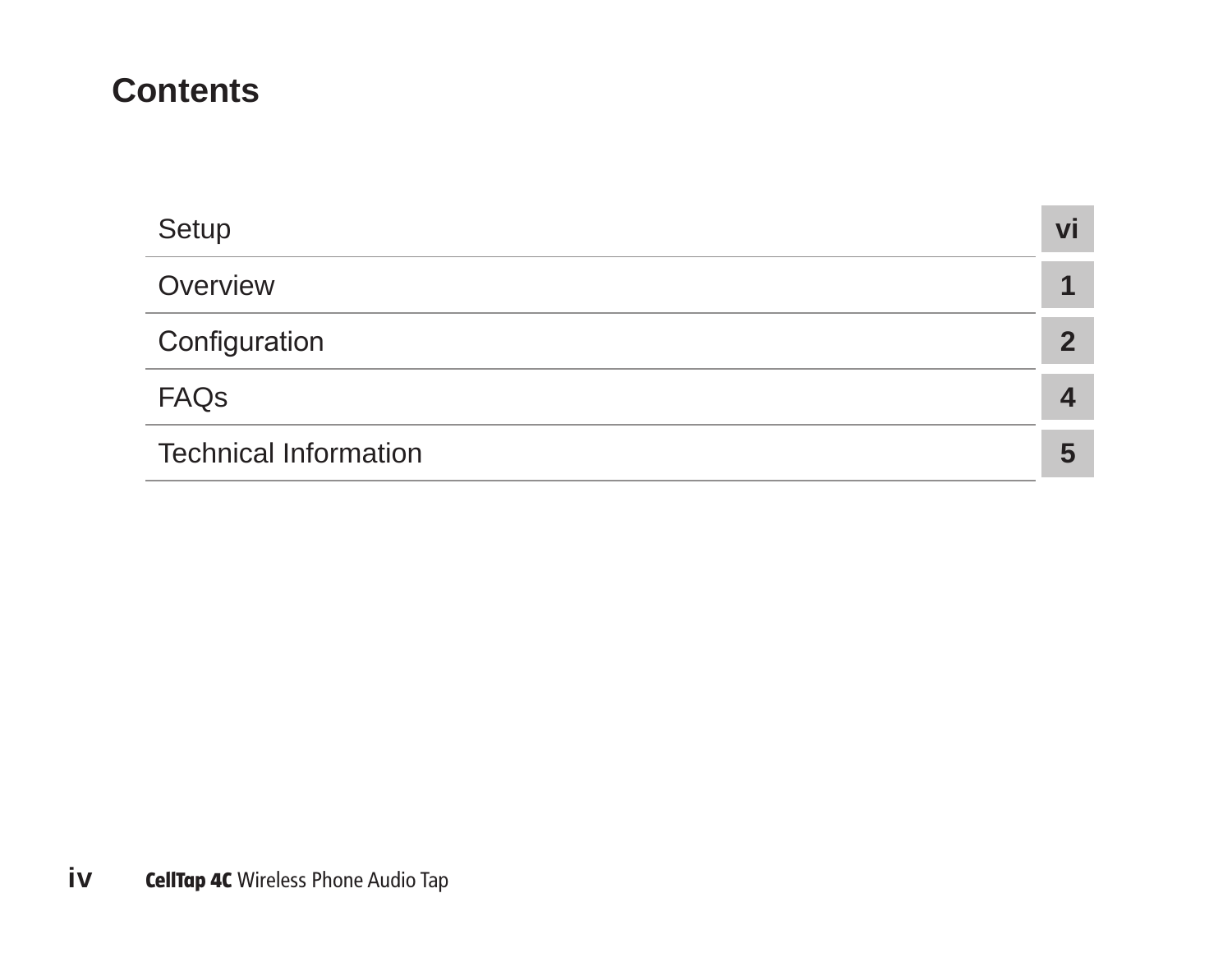# Contents

| | |
|---|---|
| Setup | vi |
| Overview | 1 |
| Configuration | 2 |
| FAQs | 4 |
| Technical Information | 5 |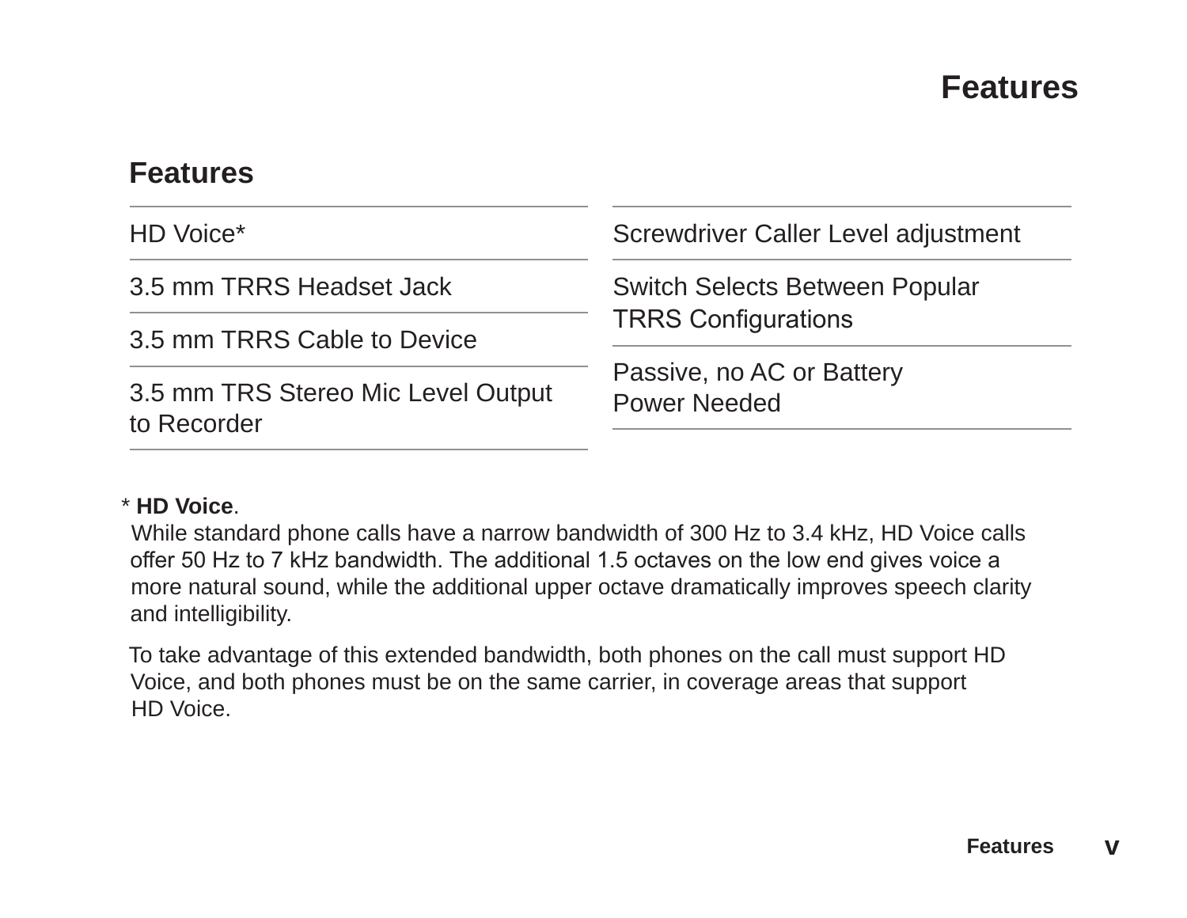## Features

- HD Voice*
- 3.5 mm TRRS Headset Jack
- 3.5 mm TRRS Cable to Device
- 3.5 mm TRS Stereo Mic Level Output to Recorder
- Screwdriver Caller Level adjustment
- Switch Selects Between Popular TRRS Configurations
- Passive, no AC or Battery Power Needed

* **HD Voice**.
While standard phone calls have a narrow bandwidth of 300 Hz to 3.4 kHz, HD Voice calls offer 50 Hz to 7 kHz bandwidth. The additional 1.5 octaves on the low end gives voice a more natural sound, while the additional upper octave dramatically improves speech clarity and intelligibility.

To take advantage of this extended bandwidth, both phones on the call must support HD Voice, and both phones must be on the same carrier, in coverage areas that support HD Voice.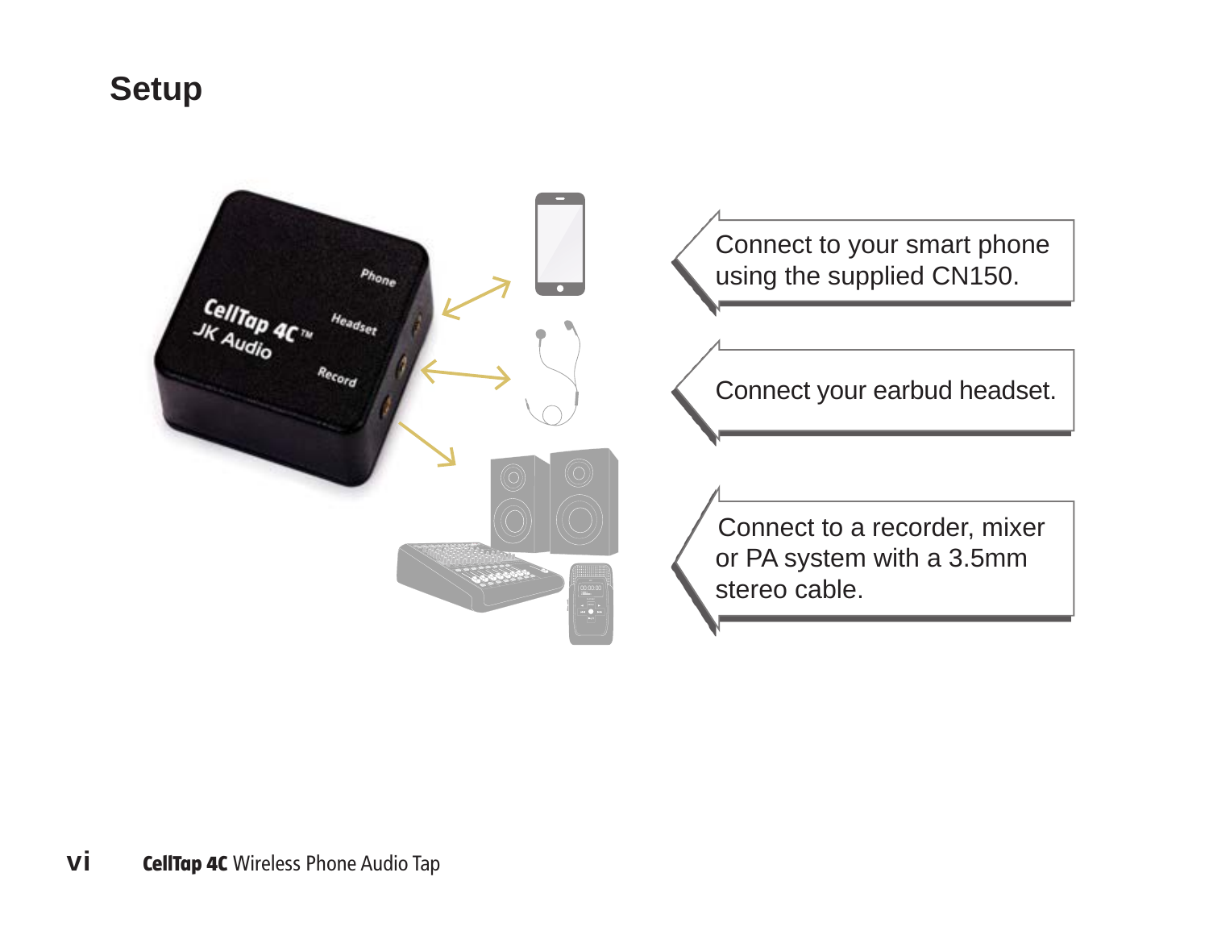# Setup

Connect to your smart phone using the supplied CN150.

Connect your earbud headset.

Connect to a recorder, mixer or PA system with a 3.5mm stereo cable.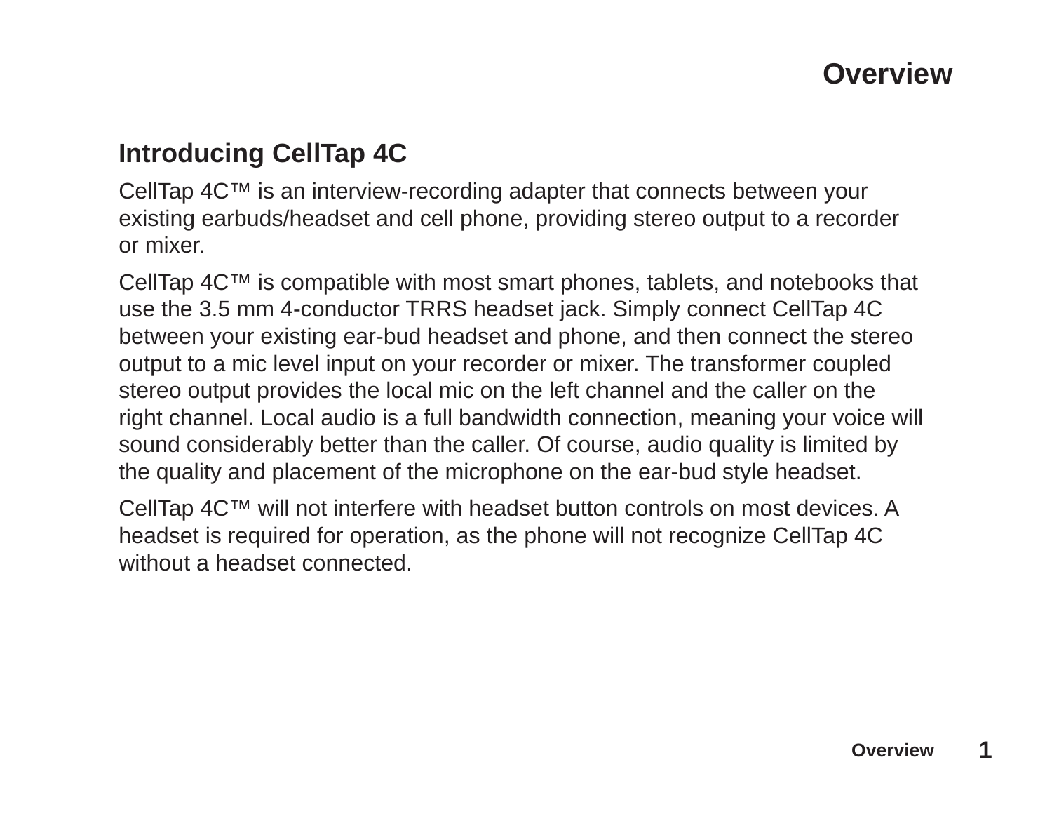# Overview

## Introducing CellTap 4C

CellTap 4C™ is an interview-recording adapter that connects between your existing earbuds/headset and cell phone, providing stereo output to a recorder or mixer.

CellTap 4C™ is compatible with most smart phones, tablets, and notebooks that use the 3.5 mm 4-conductor TRRS headset jack. Simply connect CellTap 4C between your existing ear-bud headset and phone, and then connect the stereo output to a mic level input on your recorder or mixer. The transformer coupled stereo output provides the local mic on the left channel and the caller on the right channel. Local audio is a full bandwidth connection, meaning your voice will sound considerably better than the caller. Of course, audio quality is limited by the quality and placement of the microphone on the ear-bud style headset.

CellTap 4C™ will not interfere with headset button controls on most devices. A headset is required for operation, as the phone will not recognize CellTap 4C without a headset connected.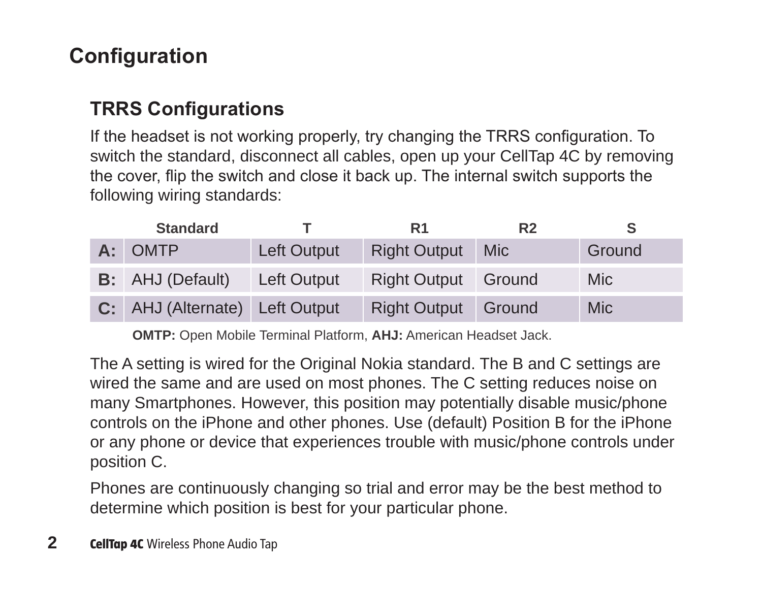# Configuration

## TRRS Configurations

If the headset is not working properly, try changing the TRRS configuration. To switch the standard, disconnect all cables, open up your CellTap 4C by removing the cover, flip the switch and close it back up. The internal switch supports the following wiring standards:

| | Standard | T | R1 | R2 | S |
|---|---|---|---|---|---|
| **A:** | OMTP | Left Output | Right Output | Mic | Ground |
| **B:** | AHJ (Default) | Left Output | Right Output | Ground | Mic |
| **C:** | AHJ (Alternate) | Left Output | Right Output | Ground | Mic |

**OMTP:** Open Mobile Terminal Platform, **AHJ:** American Headset Jack.

The A setting is wired for the Original Nokia standard. The B and C settings are wired the same and are used on most phones. The C setting reduces noise on many Smartphones. However, this position may potentially disable music/phone controls on the iPhone and other phones. Use (default) Position B for the iPhone or any phone or device that experiences trouble with music/phone controls under position C.

Phones are continuously changing so trial and error may be the best method to determine which position is best for your particular phone.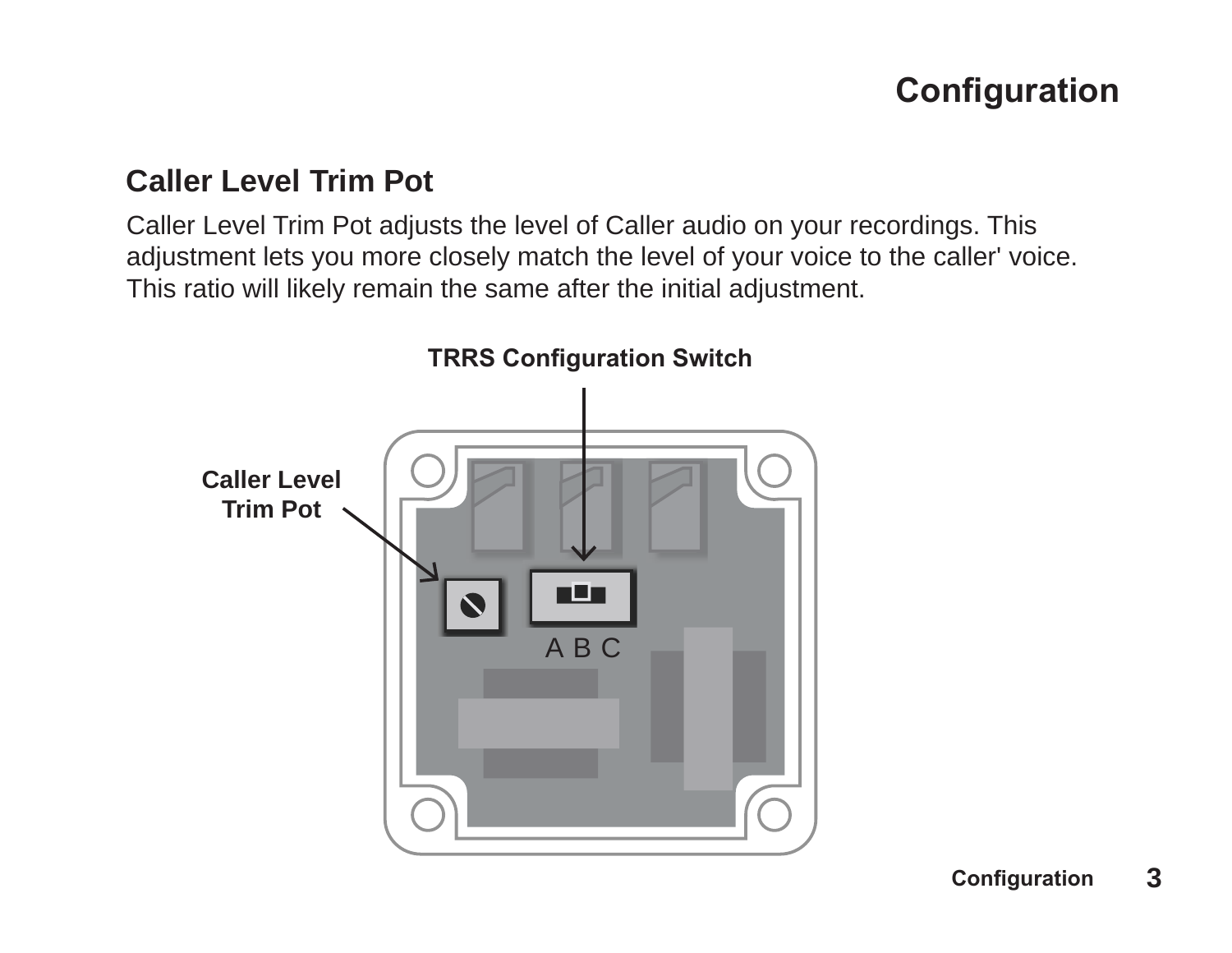# Configuration

## Caller Level Trim Pot

Caller Level Trim Pot adjusts the level of Caller audio on your recordings. This adjustment lets you more closely match the level of your voice to the caller' voice. This ratio will likely remain the same after the initial adjustment.

**TRRS Configuration Switch**

**Caller Level Trim Pot**

A B C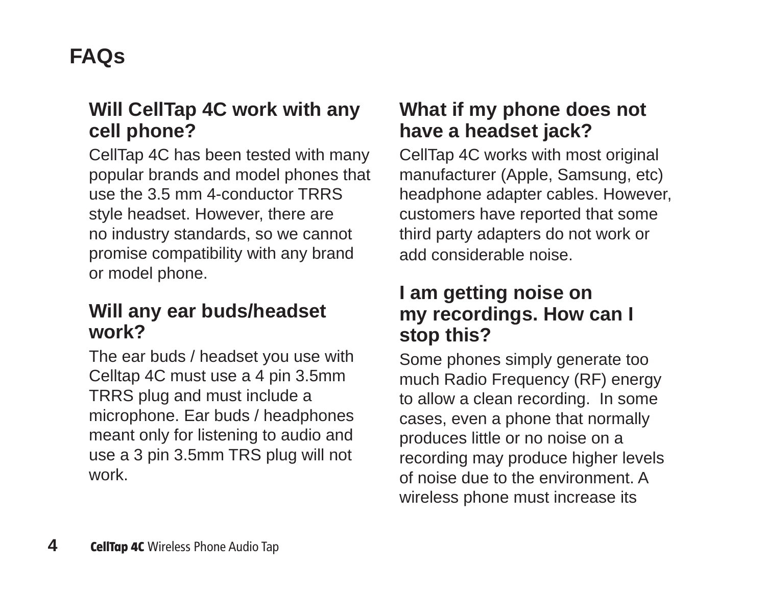# FAQs

### Will CellTap 4C work with any cell phone?

CellTap 4C has been tested with many popular brands and model phones that use the 3.5 mm 4-conductor TRRS style headset. However, there are no industry standards, so we cannot promise compatibility with any brand or model phone.

### Will any ear buds/headset work?

The ear buds / headset you use with Celltap 4C must use a 4 pin 3.5mm TRRS plug and must include a microphone. Ear buds / headphones meant only for listening to audio and use a 3 pin 3.5mm TRS plug will not work.

### What if my phone does not have a headset jack?

CellTap 4C works with most original manufacturer (Apple, Samsung, etc) headphone adapter cables. However, customers have reported that some third party adapters do not work or add considerable noise.

### I am getting noise on my recordings. How can I stop this?

Some phones simply generate too much Radio Frequency (RF) energy to allow a clean recording. In some cases, even a phone that normally produces little or no noise on a recording may produce higher levels of noise due to the environment. A wireless phone must increase its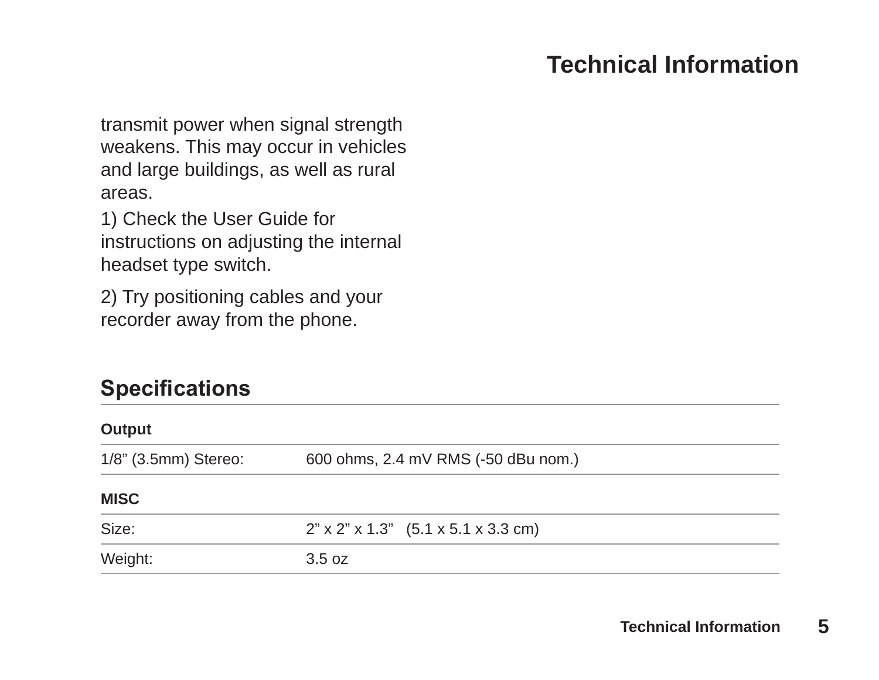transmit power when signal strength weakens. This may occur in vehicles and large buildings, as well as rural areas.

1) Check the User Guide for instructions on adjusting the internal headset type switch.

2) Try positioning cables and your recorder away from the phone.

## Specifications

| **Output** | |
|---|---|
| 1/8” (3.5mm) Stereo: | 600 ohms, 2.4 mV RMS (-50 dBu nom.) |
| **MISC** | |
| Size: | 2” x 2” x 1.3”   (5.1 x 5.1 x 3.3 cm) |
| Weight: | 3.5 oz |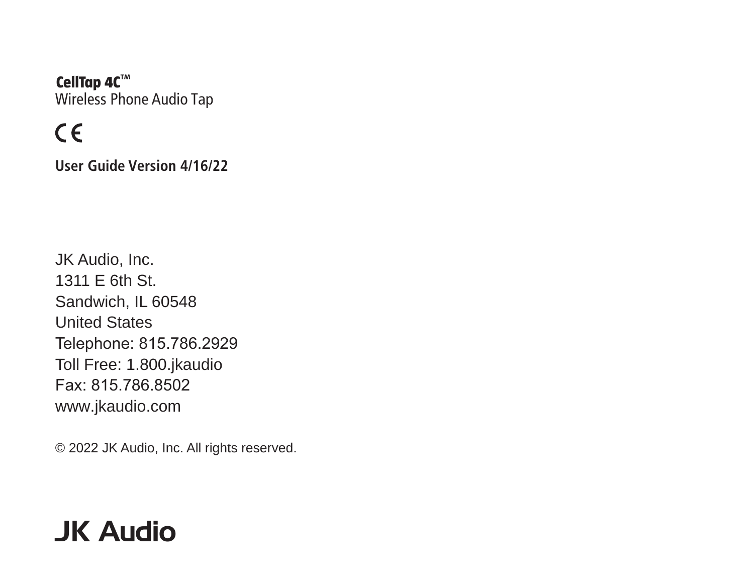**CellTap 4C™**
Wireless Phone Audio Tap

CE

**User Guide Version 4/16/22**

JK Audio, Inc.
1311 E 6th St.
Sandwich, IL 60548
United States
Telephone: 815.786.2929
Toll Free: 1.800.jkaudio
Fax: 815.786.8502
www.jkaudio.com

© 2022 JK Audio, Inc. All rights reserved.

**JK Audio**